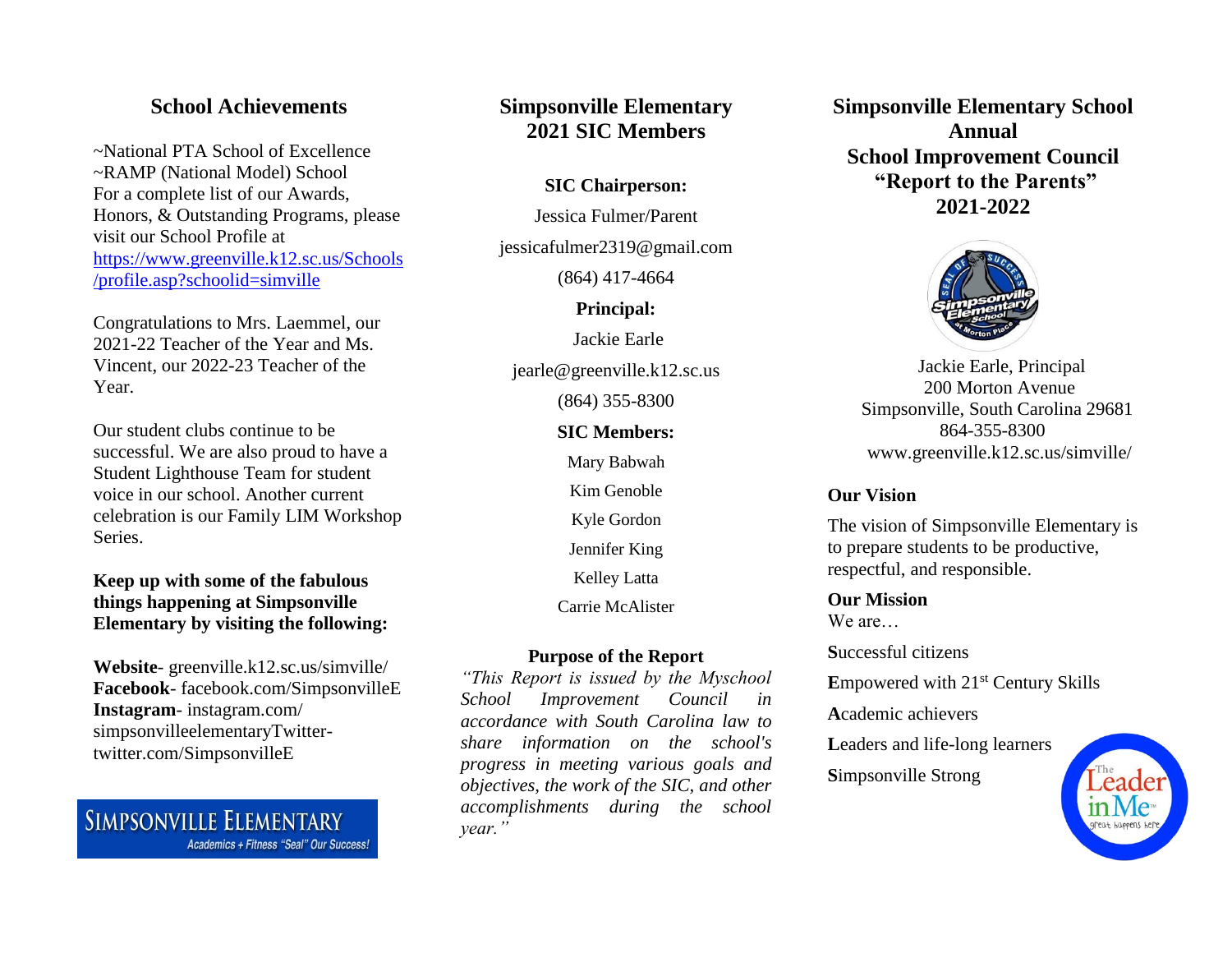## School Achievements

~National PTA School of Excellence
~RAMP (National Model) School
For a complete list of our Awards, Honors, & Outstanding Programs, please visit our School Profile at https://www.greenville.k12.sc.us/Schools/profile.asp?schoolid=simville

Congratulations to Mrs. Laemmel, our 2021-22 Teacher of the Year and Ms. Vincent, our 2022-23 Teacher of the Year.

Our student clubs continue to be successful. We are also proud to have a Student Lighthouse Team for student voice in our school. Another current celebration is our Family LIM Workshop Series.

**Keep up with some of the fabulous things happening at Simpsonville Elementary by visiting the following:**

**Website**- greenville.k12.sc.us/simville/
**Facebook**- facebook.com/SimpsonvilleE
**Instagram**- instagram.com/simpsonvilleelementaryTwitter-twitter.com/SimpsonvilleE

SIMPSONVILLE ELEMENTARY
Academics + Fitness "Seal" Our Success!

## Simpsonville Elementary 2021 SIC Members

**SIC Chairperson:**

Jessica Fulmer/Parent
jessicafulmer2319@gmail.com
(864) 417-4664

**Principal:**

Jackie Earle
jearle@greenville.k12.sc.us
(864) 355-8300

**SIC Members:**

Mary Babwah
Kim Genoble
Kyle Gordon
Jennifer King
Kelley Latta
Carrie McAlister

**Purpose of the Report**

*"This Report is issued by the Myschool School Improvement Council in accordance with South Carolina law to share information on the school's progress in meeting various goals and objectives, the work of the SIC, and other accomplishments during the school year."*

## Simpsonville Elementary School Annual School Improvement Council "Report to the Parents" 2021-2022

Jackie Earle, Principal
200 Morton Avenue
Simpsonville, South Carolina 29681
864-355-8300
www.greenville.k12.sc.us/simville/

**Our Vision**

The vision of Simpsonville Elementary is to prepare students to be productive, respectful, and responsible.

**Our Mission**

We are…

**S**uccessful citizens

**E**mpowered with 21st Century Skills

**A**cademic achievers

**L**eaders and life-long learners

**S**impsonville Strong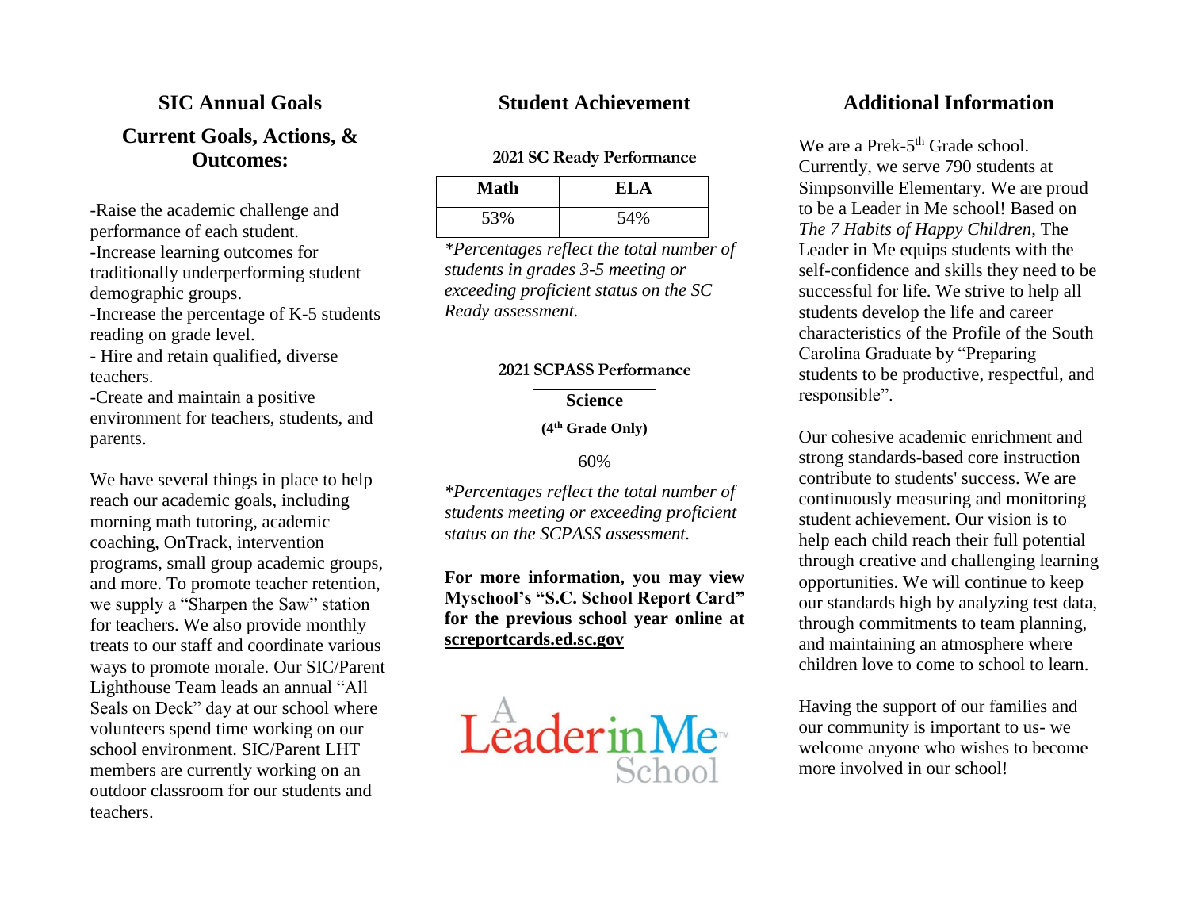## SIC Annual Goals

### Current Goals, Actions, & Outcomes:

-Raise the academic challenge and performance of each student.
-Increase learning outcomes for traditionally underperforming student demographic groups.
-Increase the percentage of K-5 students reading on grade level.
- Hire and retain qualified, diverse teachers.
-Create and maintain a positive environment for teachers, students, and parents.

We have several things in place to help reach our academic goals, including morning math tutoring, academic coaching, OnTrack, intervention programs, small group academic groups, and more. To promote teacher retention, we supply a "Sharpen the Saw" station for teachers. We also provide monthly treats to our staff and coordinate various ways to promote morale. Our SIC/Parent Lighthouse Team leads an annual "All Seals on Deck" day at our school where volunteers spend time working on our school environment. SIC/Parent LHT members are currently working on an outdoor classroom for our students and teachers.

## Student Achievement

**2021 SC Ready Performance**

| Math | ELA |
|---|---|
| 53% | 54% |

*\*Percentages reflect the total number of students in grades 3-5 meeting or exceeding proficient status on the SC Ready assessment.*

**2021 SCPASS Performance**

| Science (4th Grade Only) |
|---|
| 60% |

*\*Percentages reflect the total number of students meeting or exceeding proficient status on the SCPASS assessment.*

**For more information, you may view Myschool's "S.C. School Report Card" for the previous school year online at screportcards.ed.sc.gov**

A Leader in Me School

## Additional Information

We are a Prek-5th Grade school. Currently, we serve 790 students at Simpsonville Elementary. We are proud to be a Leader in Me school! Based on *The 7 Habits of Happy Children*, The Leader in Me equips students with the self-confidence and skills they need to be successful for life. We strive to help all students develop the life and career characteristics of the Profile of the South Carolina Graduate by "Preparing students to be productive, respectful, and responsible".

Our cohesive academic enrichment and strong standards-based core instruction contribute to students' success. We are continuously measuring and monitoring student achievement. Our vision is to help each child reach their full potential through creative and challenging learning opportunities. We will continue to keep our standards high by analyzing test data, through commitments to team planning, and maintaining an atmosphere where children love to come to school to learn.

Having the support of our families and our community is important to us- we welcome anyone who wishes to become more involved in our school!